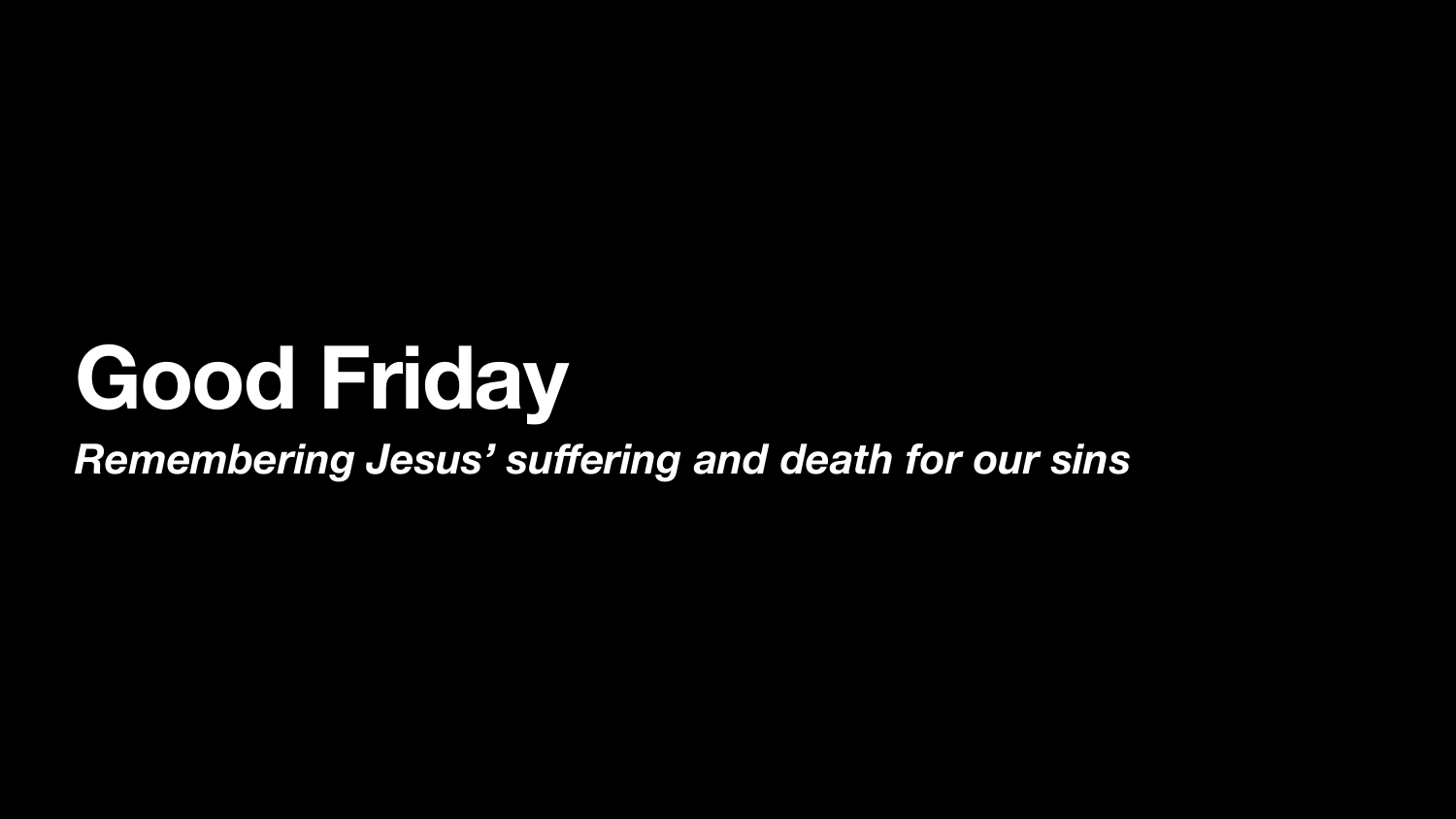# Good Friday

***Remembering Jesus' suffering and death for our sins***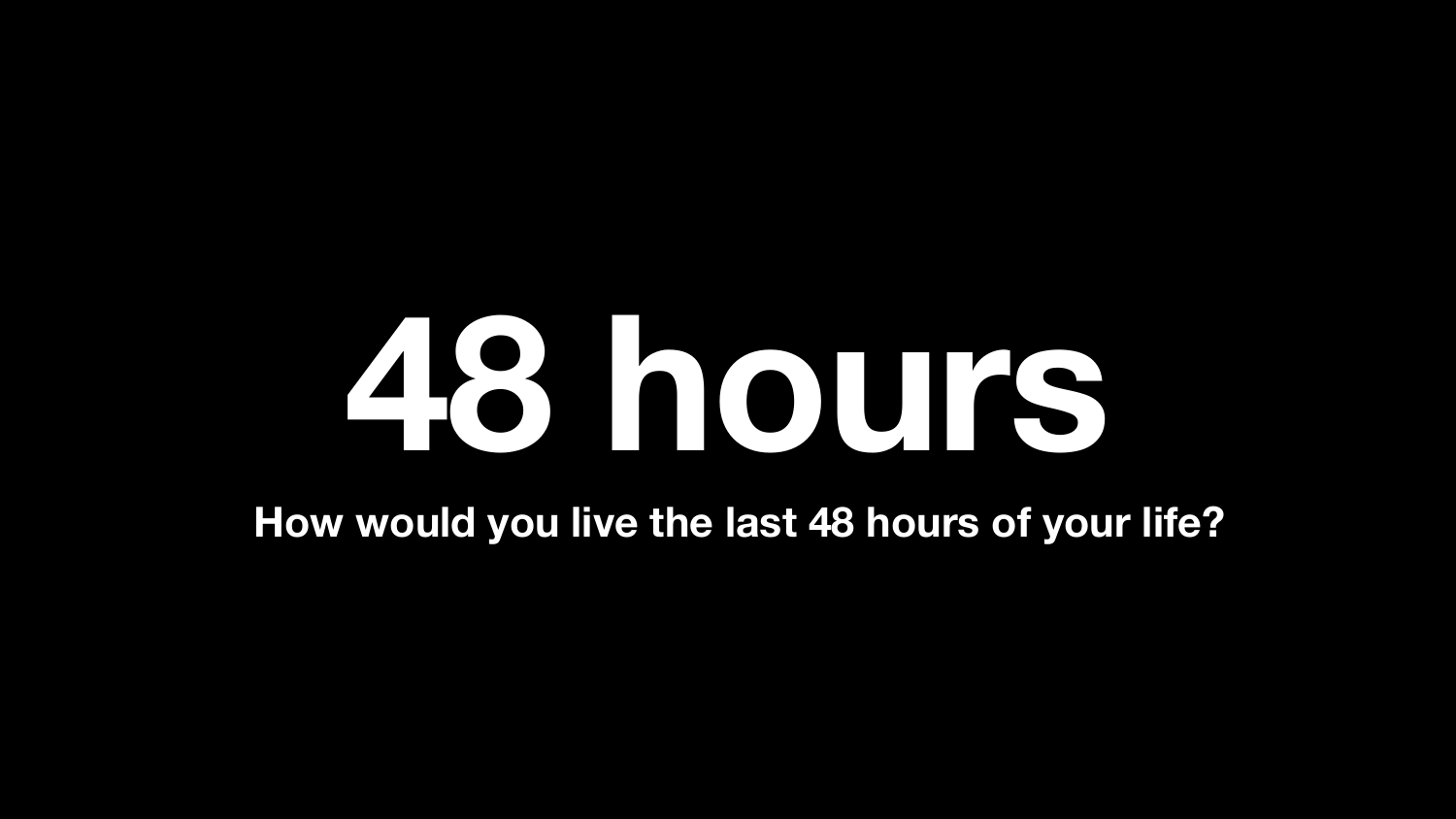# 48 hours

**How would you live the last 48 hours of your life?**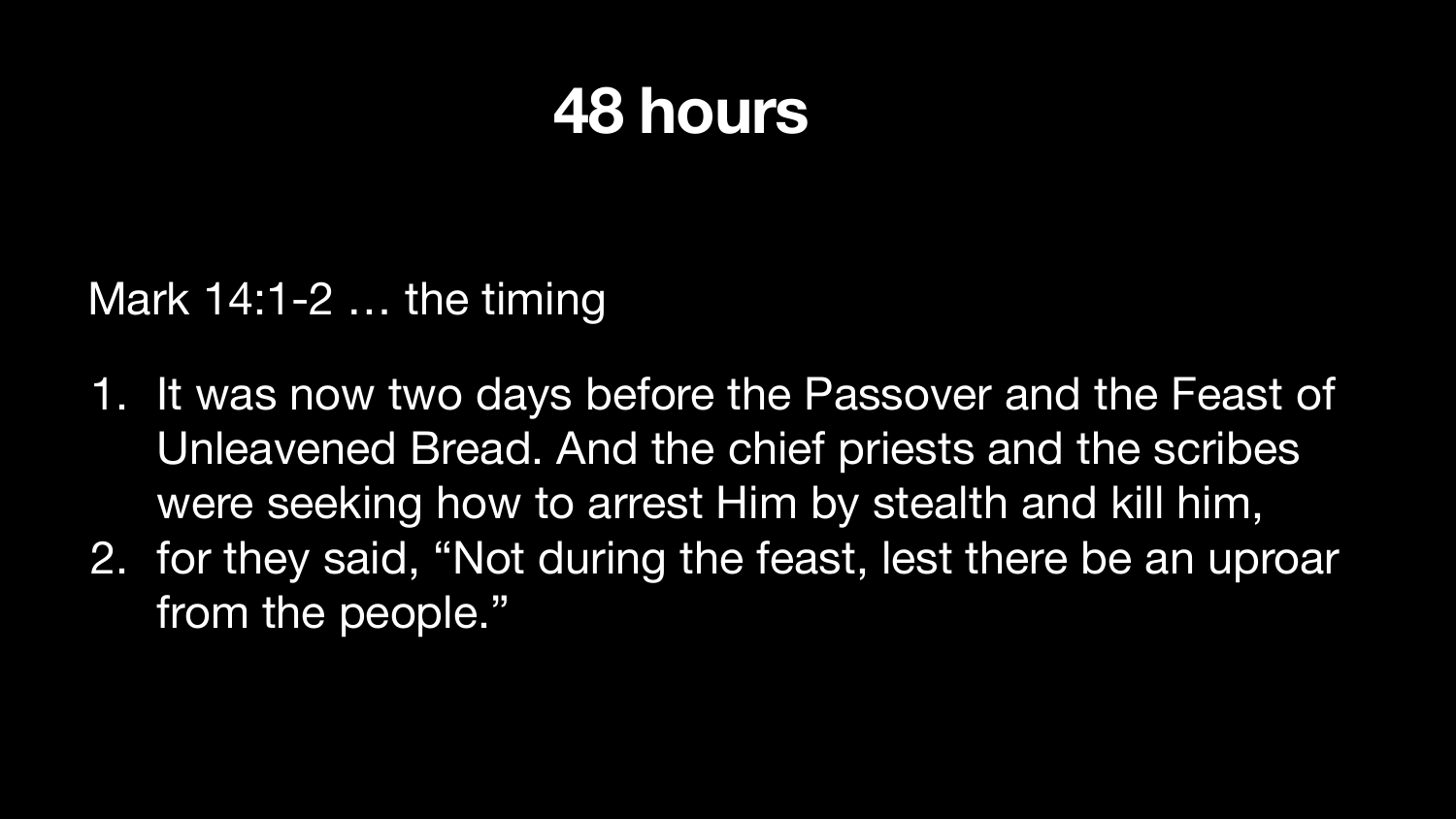# 48 hours

Mark 14:1-2 … the timing

1. It was now two days before the Passover and the Feast of Unleavened Bread. And the chief priests and the scribes were seeking how to arrest Him by stealth and kill him,
2. for they said, “Not during the feast, lest there be an uproar from the people.”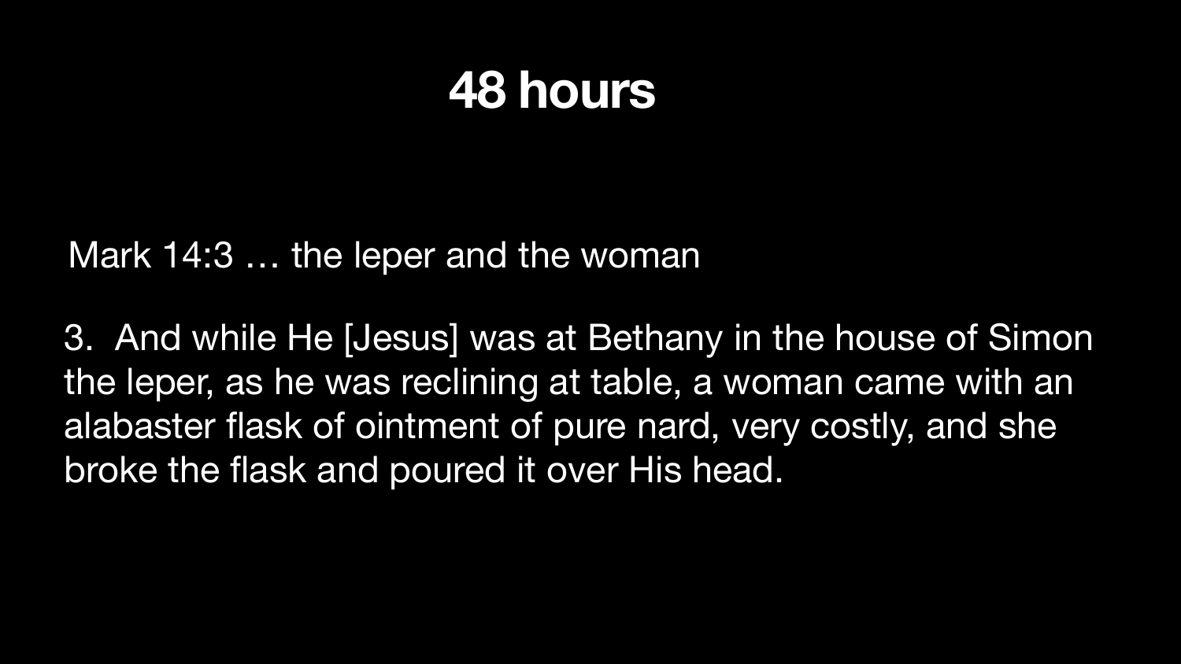# 48 hours

Mark 14:3 … the leper and the woman

3. And while He [Jesus] was at Bethany in the house of Simon the leper, as he was reclining at table, a woman came with an alabaster flask of ointment of pure nard, very costly, and she broke the flask and poured it over His head.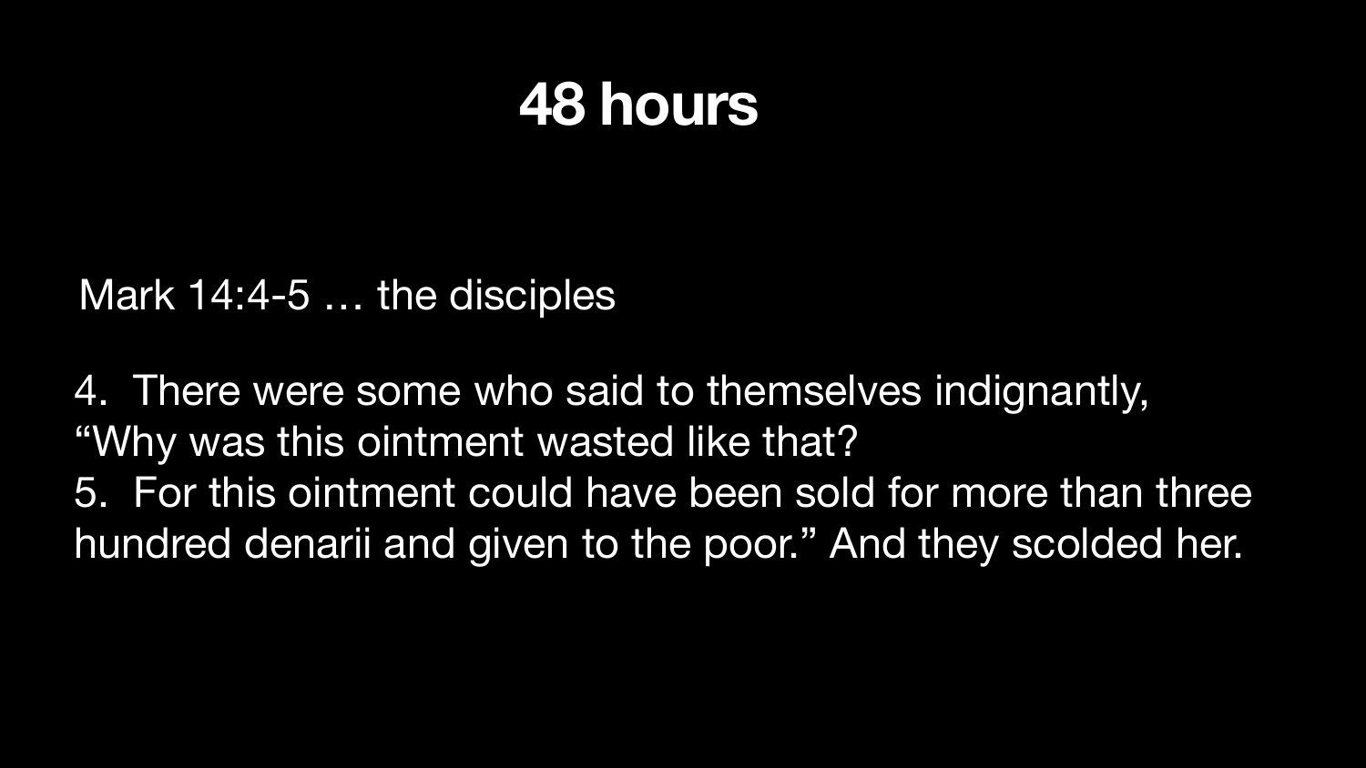# 48 hours

Mark 14:4-5 … the disciples

4. There were some who said to themselves indignantly, “Why was this ointment wasted like that?
5. For this ointment could have been sold for more than three hundred denarii and given to the poor.” And they scolded her.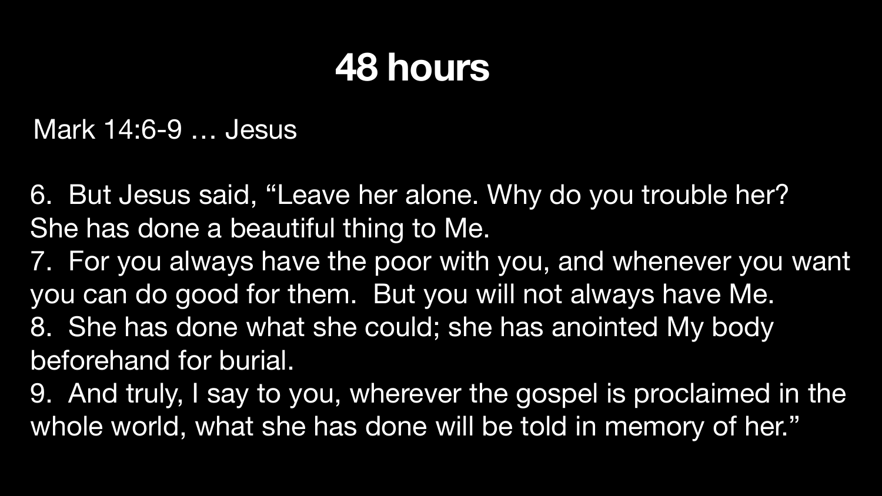# 48 hours

Mark 14:6-9 … Jesus

6. But Jesus said, "Leave her alone. Why do you trouble her? She has done a beautiful thing to Me.
7. For you always have the poor with you, and whenever you want you can do good for them. But you will not always have Me.
8. She has done what she could; she has anointed My body beforehand for burial.
9. And truly, I say to you, wherever the gospel is proclaimed in the whole world, what she has done will be told in memory of her."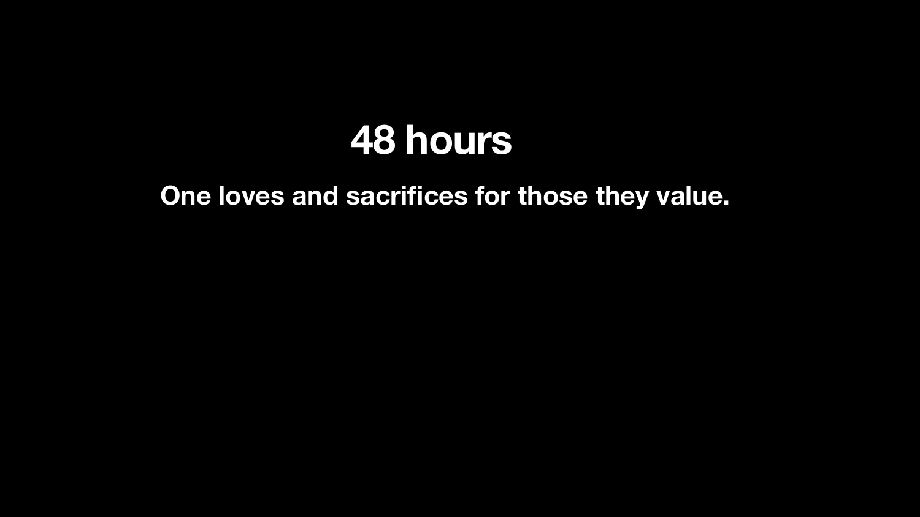# 48 hours

**One loves and sacrifices for those they value.**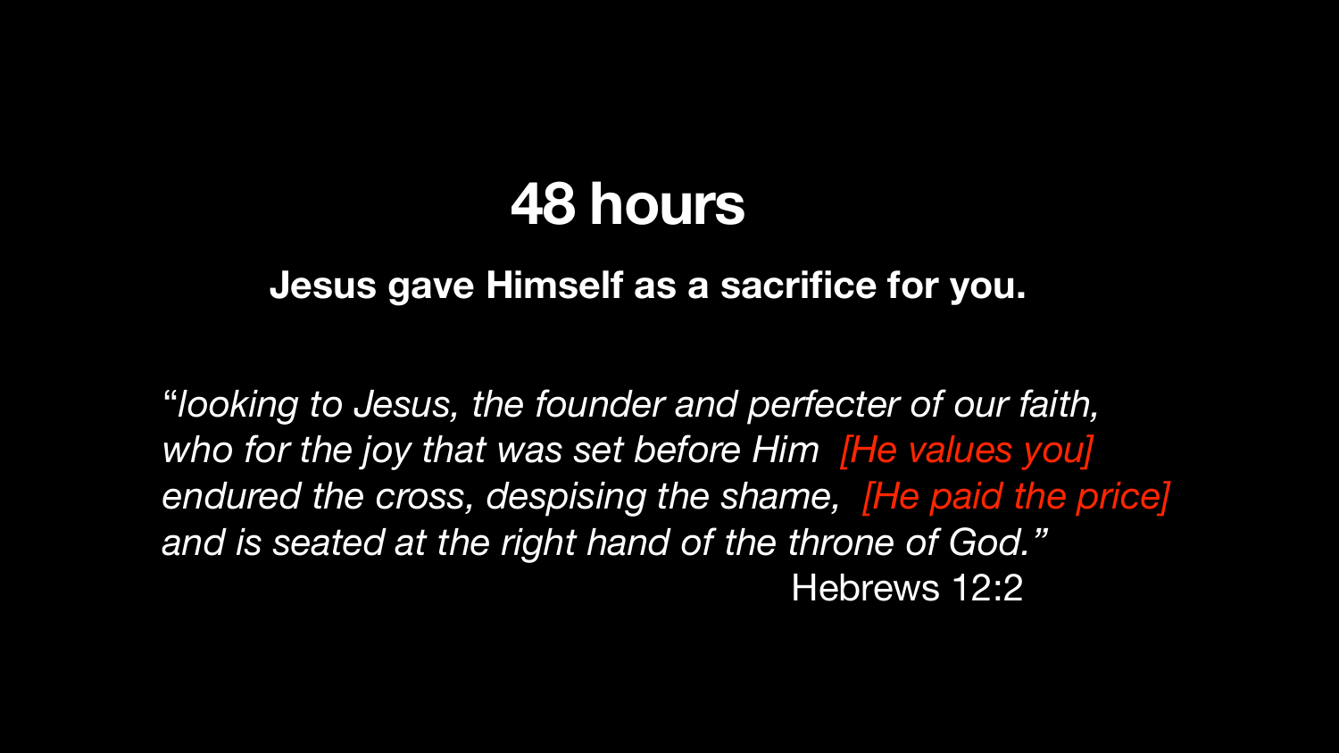# 48 hours

**Jesus gave Himself as a sacrifice for you.**

*"looking to Jesus, the founder and perfecter of our faith,*
*who for the joy that was set before Him [He values you]*
*endured the cross, despising the shame, [He paid the price]*
*and is seated at the right hand of the throne of God."*
Hebrews 12:2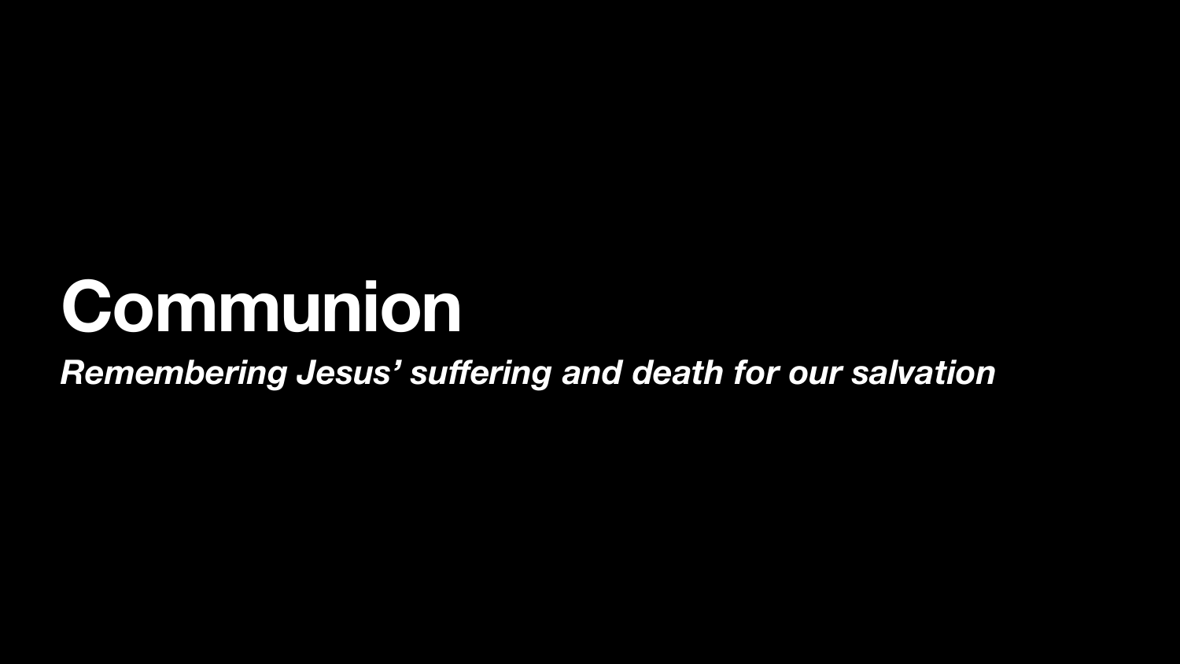# Communion

***Remembering Jesus' suffering and death for our salvation***